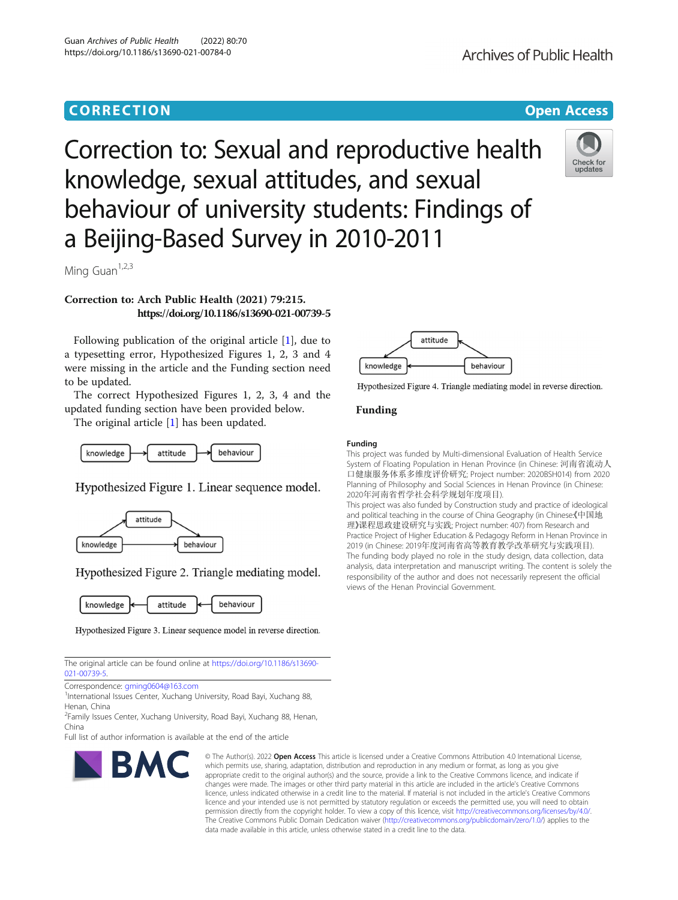# CORRECTION

Open Access

# Correction to: Sexual and reproductive health knowledge, sexual attitudes, and sexual behaviour of university students: Findings of a Beijing-Based Survey in 2010-2011

Ming Guan[1,2,3]

**Correction to: Arch Public Health (2021) 79:215. https://doi.org/10.1186/s13690-021-00739-5**

Following publication of the original article [1], due to a typesetting error, Hypothesized Figures 1, 2, 3 and 4 were missing in the article and the Funding section need to be updated.

The correct Hypothesized Figures 1, 2, 3, 4 and the updated funding section have been provided below.

The original article [1] has been updated.

knowledge → attitude → behaviour

Hypothesized Figure 1. Linear sequence model.

knowledge → attitude → behaviour; knowledge → behaviour

Hypothesized Figure 2. Triangle mediating model.

knowledge ← attitude ← behaviour

Hypothesized Figure 3. Linear sequence model in reverse direction.

behaviour → attitude → knowledge; behaviour → knowledge

Hypothesized Figure 4. Triangle mediating model in reverse direction.

## Funding

### Funding

This project was funded by Multi-dimensional Evaluation of Health Service System of Floating Population in Henan Province (in Chinese: 河南省流动人口健康服务体系多维度评价研究; Project number: 2020BSH014) from 2020 Planning of Philosophy and Social Sciences in Henan Province (in Chinese: 2020年河南省哲学社会科学规划年度项目).

This project was also funded by Construction study and practice of ideological and political teaching in the course of China Geography (in Chinese:《中国地理》课程思政建设研究与实践; Project number: 407) from Research and Practice Project of Higher Education & Pedagogy Reform in Henan Province in 2019 (in Chinese: 2019年度河南省高等教育教学改革研究与实践项目).

The funding body played no role in the study design, data collection, data analysis, data interpretation and manuscript writing. The content is solely the responsibility of the author and does not necessarily represent the official views of the Henan Provincial Government.

The original article can be found online at https://doi.org/10.1186/s13690-021-00739-5.

Correspondence: gming0604@163.com

[1]International Issues Center, Xuchang University, Road Bayi, Xuchang 88, Henan, China

[2]Family Issues Center, Xuchang University, Road Bayi, Xuchang 88, Henan, China

Full list of author information is available at the end of the article

© The Author(s). 2022 **Open Access** This article is licensed under a Creative Commons Attribution 4.0 International License, which permits use, sharing, adaptation, distribution and reproduction in any medium or format, as long as you give appropriate credit to the original author(s) and the source, provide a link to the Creative Commons licence, and indicate if changes were made. The images or other third party material in this article are included in the article's Creative Commons licence, unless indicated otherwise in a credit line to the material. If material is not included in the article's Creative Commons licence and your intended use is not permitted by statutory regulation or exceeds the permitted use, you will need to obtain permission directly from the copyright holder. To view a copy of this licence, visit http://creativecommons.org/licenses/by/4.0/. The Creative Commons Public Domain Dedication waiver (http://creativecommons.org/publicdomain/zero/1.0/) applies to the data made available in this article, unless otherwise stated in a credit line to the data.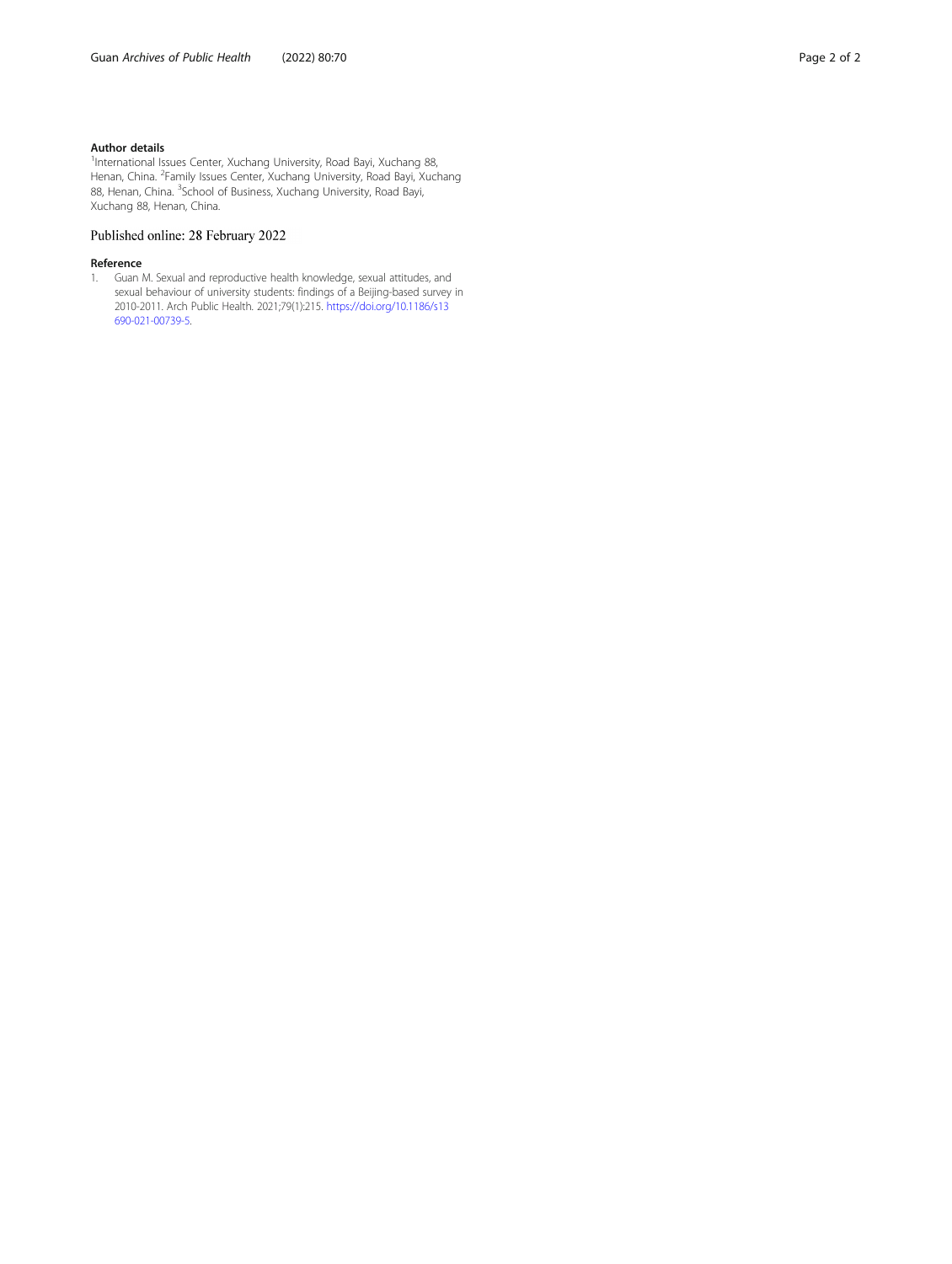#### Author details

[1]International Issues Center, Xuchang University, Road Bayi, Xuchang 88, Henan, China. [2]Family Issues Center, Xuchang University, Road Bayi, Xuchang 88, Henan, China. [3]School of Business, Xuchang University, Road Bayi, Xuchang 88, Henan, China.

Published online: 28 February 2022

#### Reference

1. Guan M. Sexual and reproductive health knowledge, sexual attitudes, and sexual behaviour of university students: findings of a Beijing-based survey in 2010-2011. Arch Public Health. 2021;79(1):215. https://doi.org/10.1186/s13690-021-00739-5.